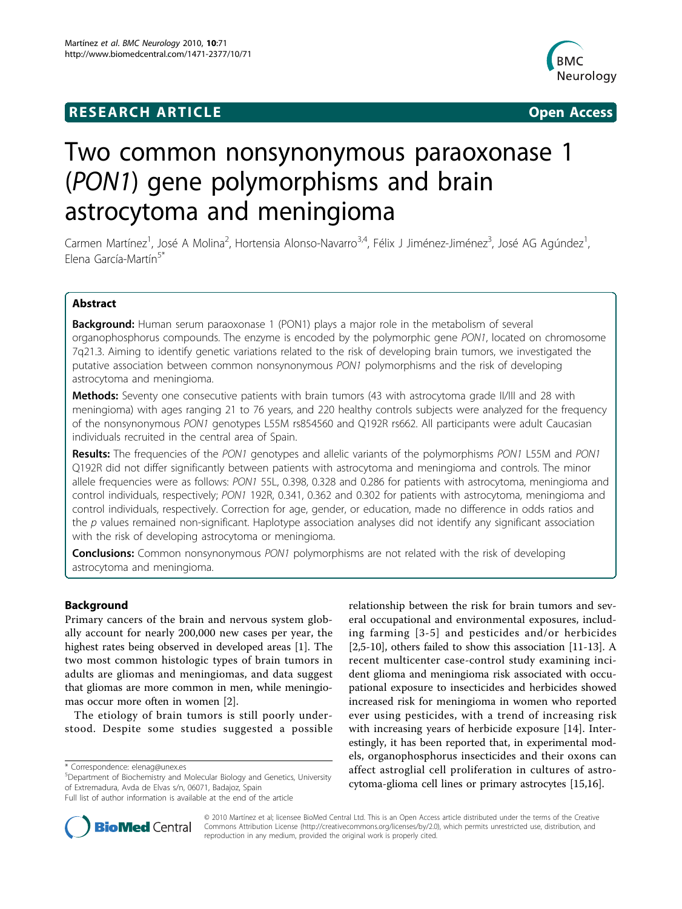# Two common nonsynonymous paraoxonase 1 (*PON1*) gene polymorphisms and brain astrocytoma and meningioma

**RESEARCH ARTICLE** **Open Access**

Carmen Martínez[1], José A Molina[2], Hortensia Alonso-Navarro[3,4], Félix J Jiménez-Jiménez[3], José AG Agúndez[1], Elena García-Martín[5*]

## Abstract

**Background:** Human serum paraoxonase 1 (PON1) plays a major role in the metabolism of several organophosphorus compounds. The enzyme is encoded by the polymorphic gene *PON1*, located on chromosome 7q21.3. Aiming to identify genetic variations related to the risk of developing brain tumors, we investigated the putative association between common nonsynonymous *PON1* polymorphisms and the risk of developing astrocytoma and meningioma.

**Methods:** Seventy one consecutive patients with brain tumors (43 with astrocytoma grade II/III and 28 with meningioma) with ages ranging 21 to 76 years, and 220 healthy controls subjects were analyzed for the frequency of the nonsynonymous *PON1* genotypes L55M rs854560 and Q192R rs662. All participants were adult Caucasian individuals recruited in the central area of Spain.

**Results:** The frequencies of the *PON1* genotypes and allelic variants of the polymorphisms *PON1* L55M and *PON1* Q192R did not differ significantly between patients with astrocytoma and meningioma and controls. The minor allele frequencies were as follows: *PON1* 55L, 0.398, 0.328 and 0.286 for patients with astrocytoma, meningioma and control individuals, respectively; *PON1* 192R, 0.341, 0.362 and 0.302 for patients with astrocytoma, meningioma and control individuals, respectively. Correction for age, gender, or education, made no difference in odds ratios and the *p* values remained non-significant. Haplotype association analyses did not identify any significant association with the risk of developing astrocytoma or meningioma.

**Conclusions:** Common nonsynonymous *PON1* polymorphisms are not related with the risk of developing astrocytoma and meningioma.

## Background

Primary cancers of the brain and nervous system globally account for nearly 200,000 new cases per year, the highest rates being observed in developed areas [1]. The two most common histologic types of brain tumors in adults are gliomas and meningiomas, and data suggest that gliomas are more common in men, while meningiomas occur more often in women [2].

The etiology of brain tumors is still poorly understood. Despite some studies suggested a possible relationship between the risk for brain tumors and several occupational and environmental exposures, including farming [3-5] and pesticides and/or herbicides [2,5-10], others failed to show this association [11-13]. A recent multicenter case-control study examining incident glioma and meningioma risk associated with occupational exposure to insecticides and herbicides showed increased risk for meningioma in women who reported ever using pesticides, with a trend of increasing risk with increasing years of herbicide exposure [14]. Interestingly, it has been reported that, in experimental models, organophosphorus insecticides and their oxons can affect astroglial cell proliferation in cultures of astrocytoma-glioma cell lines or primary astrocytes [15,16].

\* Correspondence: elenag@unex.es

[5]Department of Biochemistry and Molecular Biology and Genetics, University of Extremadura, Avda de Elvas s/n, 06071, Badajoz, Spain

Full list of author information is available at the end of the article

© 2010 Martínez et al; licensee BioMed Central Ltd. This is an Open Access article distributed under the terms of the Creative Commons Attribution License (http://creativecommons.org/licenses/by/2.0), which permits unrestricted use, distribution, and reproduction in any medium, provided the original work is properly cited.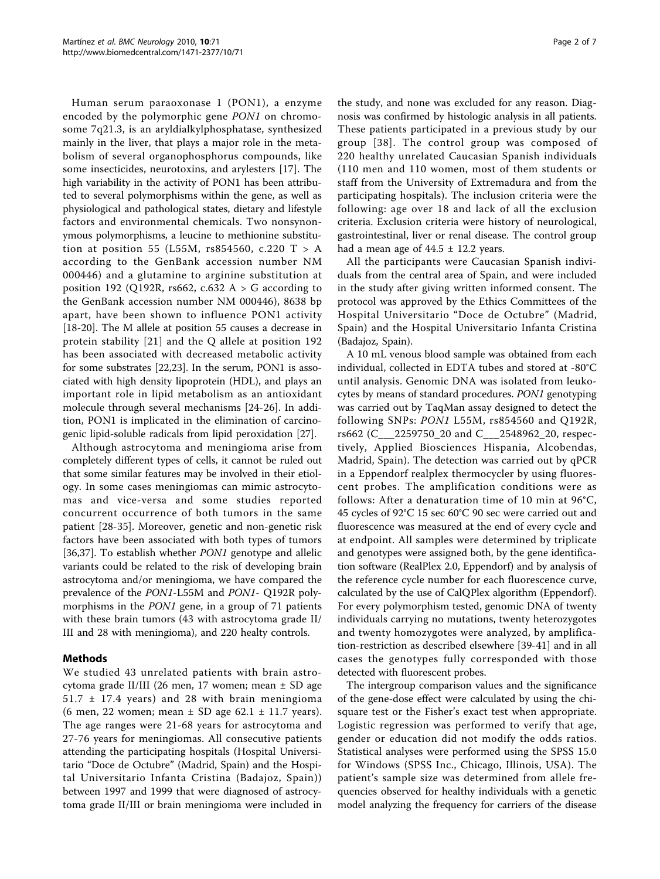Human serum paraoxonase 1 (PON1), a enzyme encoded by the polymorphic gene *PON1* on chromosome 7q21.3, is an aryldialkylphosphatase, synthesized mainly in the liver, that plays a major role in the metabolism of several organophosphorus compounds, like some insecticides, neurotoxins, and arylesters [17]. The high variability in the activity of PON1 has been attributed to several polymorphisms within the gene, as well as physiological and pathological states, dietary and lifestyle factors and environmental chemicals. Two nonsynonymous polymorphisms, a leucine to methionine substitution at position 55 (L55M, rs854560, c.220 T > A according to the GenBank accession number NM 000446) and a glutamine to arginine substitution at position 192 (Q192R, rs662, c.632 A > G according to the GenBank accession number NM 000446), 8638 bp apart, have been shown to influence PON1 activity [18-20]. The M allele at position 55 causes a decrease in protein stability [21] and the Q allele at position 192 has been associated with decreased metabolic activity for some substrates [22,23]. In the serum, PON1 is associated with high density lipoprotein (HDL), and plays an important role in lipid metabolism as an antioxidant molecule through several mechanisms [24-26]. In addition, PON1 is implicated in the elimination of carcinogenic lipid-soluble radicals from lipid peroxidation [27].

Although astrocytoma and meningioma arise from completely different types of cells, it cannot be ruled out that some similar features may be involved in their etiology. In some cases meningiomas can mimic astrocytomas and vice-versa and some studies reported concurrent occurrence of both tumors in the same patient [28-35]. Moreover, genetic and non-genetic risk factors have been associated with both types of tumors [36,37]. To establish whether *PON1* genotype and allelic variants could be related to the risk of developing brain astrocytoma and/or meningioma, we have compared the prevalence of the *PON1*-L55M and *PON1*- Q192R polymorphisms in the *PON1* gene, in a group of 71 patients with these brain tumors (43 with astrocytoma grade II/III and 28 with meningioma), and 220 healty controls.

## Methods

We studied 43 unrelated patients with brain astrocytoma grade II/III (26 men, 17 women; mean ± SD age 51.7 ± 17.4 years) and 28 with brain meningioma (6 men, 22 women; mean ± SD age 62.1 ± 11.7 years). The age ranges were 21-68 years for astrocytoma and 27-76 years for meningiomas. All consecutive patients attending the participating hospitals (Hospital Universitario "Doce de Octubre" (Madrid, Spain) and the Hospital Universitario Infanta Cristina (Badajoz, Spain)) between 1997 and 1999 that were diagnosed of astrocytoma grade II/III or brain meningioma were included in the study, and none was excluded for any reason. Diagnosis was confirmed by histologic analysis in all patients. These patients participated in a previous study by our group [38]. The control group was composed of 220 healthy unrelated Caucasian Spanish individuals (110 men and 110 women, most of them students or staff from the University of Extremadura and from the participating hospitals). The inclusion criteria were the following: age over 18 and lack of all the exclusion criteria. Exclusion criteria were history of neurological, gastrointestinal, liver or renal disease. The control group had a mean age of 44.5 ± 12.2 years.

All the participants were Caucasian Spanish individuals from the central area of Spain, and were included in the study after giving written informed consent. The protocol was approved by the Ethics Committees of the Hospital Universitario "Doce de Octubre" (Madrid, Spain) and the Hospital Universitario Infanta Cristina (Badajoz, Spain).

A 10 mL venous blood sample was obtained from each individual, collected in EDTA tubes and stored at -80°C until analysis. Genomic DNA was isolated from leukocytes by means of standard procedures. *PON1* genotyping was carried out by TaqMan assay designed to detect the following SNPs: *PON1* L55M, rs854560 and Q192R, rs662 (C___2259750_20 and C___2548962_20, respectively, Applied Biosciences Hispania, Alcobendas, Madrid, Spain). The detection was carried out by qPCR in a Eppendorf realplex thermocycler by using fluorescent probes. The amplification conditions were as follows: After a denaturation time of 10 min at 96°C, 45 cycles of 92°C 15 sec 60°C 90 sec were carried out and fluorescence was measured at the end of every cycle and at endpoint. All samples were determined by triplicate and genotypes were assigned both, by the gene identification software (RealPlex 2.0, Eppendorf) and by analysis of the reference cycle number for each fluorescence curve, calculated by the use of CalQPlex algorithm (Eppendorf). For every polymorphism tested, genomic DNA of twenty individuals carrying no mutations, twenty heterozygotes and twenty homozygotes were analyzed, by amplification-restriction as described elsewhere [39-41] and in all cases the genotypes fully corresponded with those detected with fluorescent probes.

The intergroup comparison values and the significance of the gene-dose effect were calculated by using the chi-square test or the Fisher's exact test when appropriate. Logistic regression was performed to verify that age, gender or education did not modify the odds ratios. Statistical analyses were performed using the SPSS 15.0 for Windows (SPSS Inc., Chicago, Illinois, USA). The patient's sample size was determined from allele frequencies observed for healthy individuals with a genetic model analyzing the frequency for carriers of the disease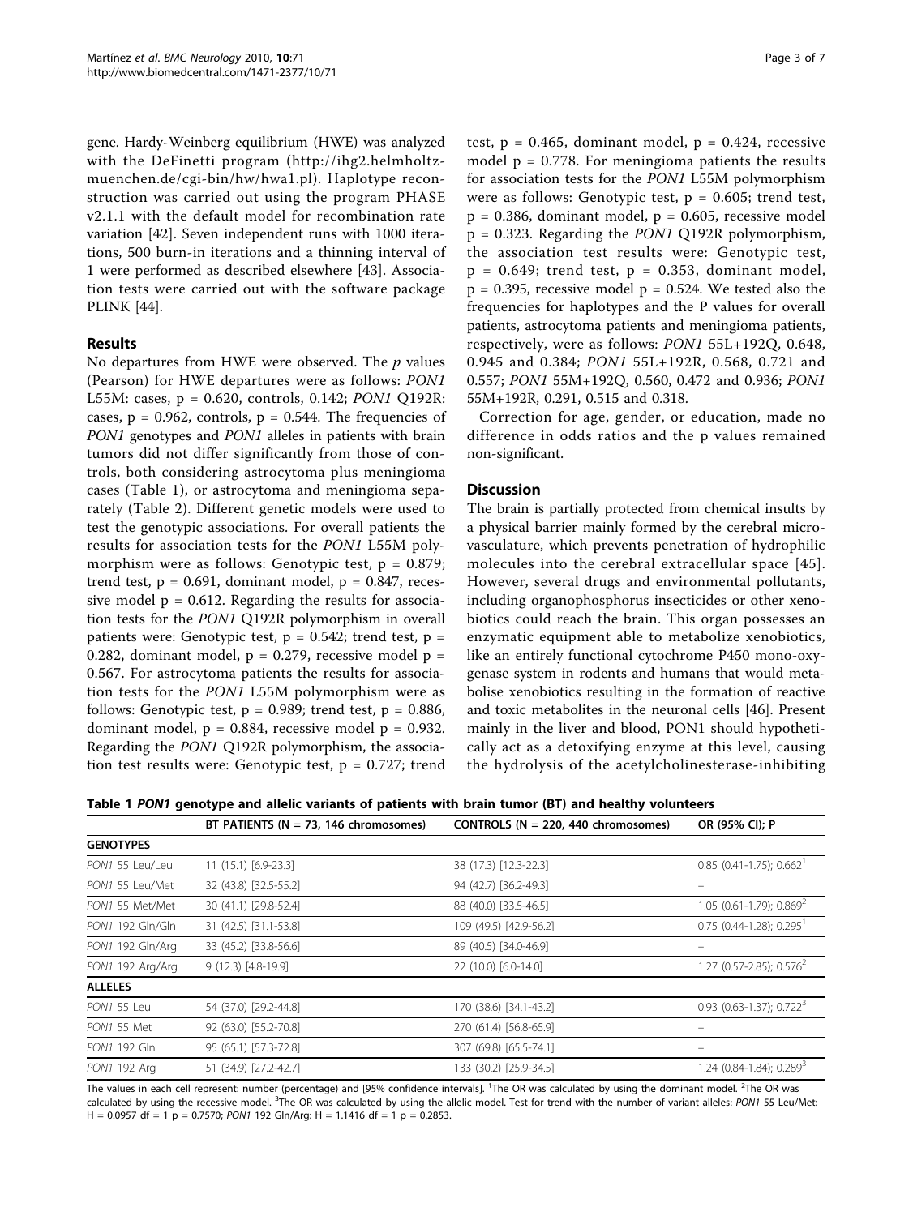gene. Hardy-Weinberg equilibrium (HWE) was analyzed with the DeFinetti program (http://ihg2.helmholtz-muenchen.de/cgi-bin/hw/hwa1.pl). Haplotype reconstruction was carried out using the program PHASE v2.1.1 with the default model for recombination rate variation [42]. Seven independent runs with 1000 iterations, 500 burn-in iterations and a thinning interval of 1 were performed as described elsewhere [43]. Association tests were carried out with the software package PLINK [44].

## Results

No departures from HWE were observed. The *p* values (Pearson) for HWE departures were as follows: *PON1* L55M: cases, p = 0.620, controls, 0.142; *PON1* Q192R: cases, p = 0.962, controls, p = 0.544. The frequencies of *PON1* genotypes and *PON1* alleles in patients with brain tumors did not differ significantly from those of controls, both considering astrocytoma plus meningioma cases (Table 1), or astrocytoma and meningioma separately (Table 2). Different genetic models were used to test the genotypic associations. For overall patients the results for association tests for the *PON1* L55M polymorphism were as follows: Genotypic test, p = 0.879; trend test, p = 0.691, dominant model, p = 0.847, recessive model p = 0.612. Regarding the results for association tests for the *PON1* Q192R polymorphism in overall patients were: Genotypic test, p = 0.542; trend test, p = 0.282, dominant model, p = 0.279, recessive model p = 0.567. For astrocytoma patients the results for association tests for the *PON1* L55M polymorphism were as follows: Genotypic test, p = 0.989; trend test, p = 0.886, dominant model, p = 0.884, recessive model p = 0.932. Regarding the *PON1* Q192R polymorphism, the association test results were: Genotypic test, p = 0.727; trend test, p = 0.465, dominant model, p = 0.424, recessive model p = 0.778. For meningioma patients the results for association tests for the *PON1* L55M polymorphism were as follows: Genotypic test, p = 0.605; trend test, p = 0.386, dominant model, p = 0.605, recessive model p = 0.323. Regarding the *PON1* Q192R polymorphism, the association test results were: Genotypic test, p = 0.649; trend test, p = 0.353, dominant model, p = 0.395, recessive model p = 0.524. We tested also the frequencies for haplotypes and the P values for overall patients, astrocytoma patients and meningioma patients, respectively, were as follows: *PON1* 55L+192Q, 0.648, 0.945 and 0.384; *PON1* 55L+192R, 0.568, 0.721 and 0.557; *PON1* 55M+192Q, 0.560, 0.472 and 0.936; *PON1* 55M+192R, 0.291, 0.515 and 0.318.

Correction for age, gender, or education, made no difference in odds ratios and the p values remained non-significant.

## Discussion

The brain is partially protected from chemical insults by a physical barrier mainly formed by the cerebral microvasculature, which prevents penetration of hydrophilic molecules into the cerebral extracellular space [45]. However, several drugs and environmental pollutants, including organophosphorus insecticides or other xenobiotics could reach the brain. This organ possesses an enzymatic equipment able to metabolize xenobiotics, like an entirely functional cytochrome P450 mono-oxygenase system in rodents and humans that would metabolise xenobiotics resulting in the formation of reactive and toxic metabolites in the neuronal cells [46]. Present mainly in the liver and blood, PON1 should hypothetically act as a detoxifying enzyme at this level, causing the hydrolysis of the acetylcholinesterase-inhibiting

**Table 1 *PON1* genotype and allelic variants of patients with brain tumor (BT) and healthy volunteers**

| | BT PATIENTS (N = 73, 146 chromosomes) | CONTROLS (N = 220, 440 chromosomes) | OR (95% CI); P |
|---|---|---|---|
| **GENOTYPES** | | | |
| *PON1* 55 Leu/Leu | 11 (15.1) [6.9-23.3] | 38 (17.3) [12.3-22.3] | 0.85 (0.41-1.75); 0.662[1] |
| *PON1* 55 Leu/Met | 32 (43.8) [32.5-55.2] | 94 (42.7) [36.2-49.3] | – |
| *PON1* 55 Met/Met | 30 (41.1) [29.8-52.4] | 88 (40.0) [33.5-46.5] | 1.05 (0.61-1.79); 0.869[2] |
| *PON1* 192 Gln/Gln | 31 (42.5) [31.1-53.8] | 109 (49.5) [42.9-56.2] | 0.75 (0.44-1.28); 0.295[1] |
| *PON1* 192 Gln/Arg | 33 (45.2) [33.8-56.6] | 89 (40.5) [34.0-46.9] | – |
| *PON1* 192 Arg/Arg | 9 (12.3) [4.8-19.9] | 22 (10.0) [6.0-14.0] | 1.27 (0.57-2.85); 0.576[2] |
| **ALLELES** | | | |
| *PON1* 55 Leu | 54 (37.0) [29.2-44.8] | 170 (38.6) [34.1-43.2] | 0.93 (0.63-1.37); 0.722[3] |
| *PON1* 55 Met | 92 (63.0) [55.2-70.8] | 270 (61.4) [56.8-65.9] | – |
| *PON1* 192 Gln | 95 (65.1) [57.3-72.8] | 307 (69.8) [65.5-74.1] | – |
| *PON1* 192 Arg | 51 (34.9) [27.2-42.7] | 133 (30.2) [25.9-34.5] | 1.24 (0.84-1.84); 0.289[3] |

The values in each cell represent: number (percentage) and [95% confidence intervals]. [1]The OR was calculated by using the dominant model. [2]The OR was calculated by using the recessive model. [3]The OR was calculated by using the allelic model. Test for trend with the number of variant alleles: *PON1* 55 Leu/Met: H = 0.0957 df = 1 p = 0.7570; *PON1* 192 Gln/Arg: H = 1.1416 df = 1 p = 0.2853.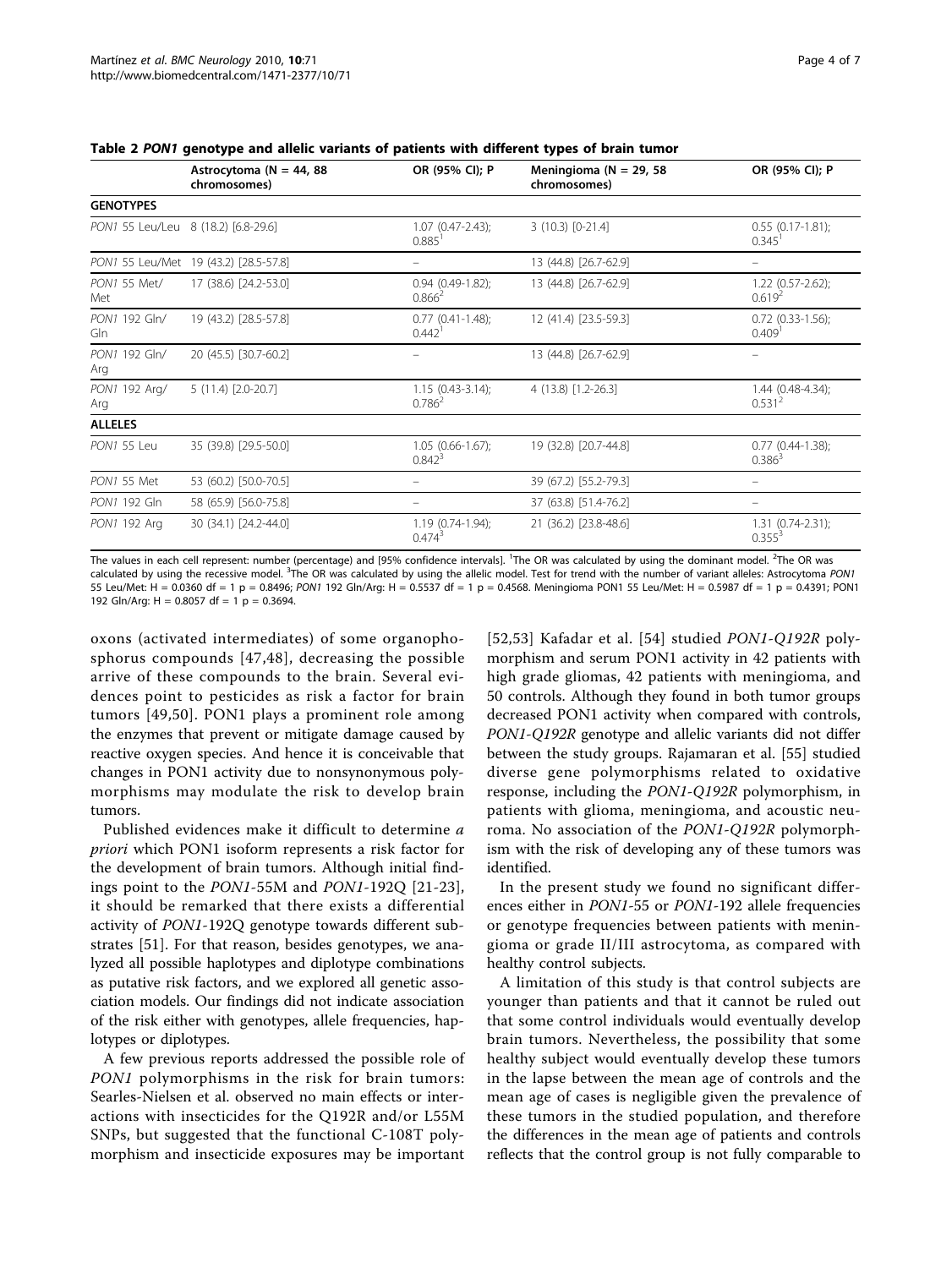**Table 2 *PON1* genotype and allelic variants of patients with different types of brain tumor**

| | Astrocytoma (N = 44, 88 chromosomes) | OR (95% CI); P | Meningioma (N = 29, 58 chromosomes) | OR (95% CI); P |
|---|---|---|---|---|
| **GENOTYPES** | | | | |
| *PON1* 55 Leu/Leu | 8 (18.2) [6.8-29.6] | 1.07 (0.47-2.43); 0.885[1] | 3 (10.3) [0-21.4] | 0.55 (0.17-1.81); 0.345[1] |
| *PON1* 55 Leu/Met | 19 (43.2) [28.5-57.8] | – | 13 (44.8) [26.7-62.9] | – |
| *PON1* 55 Met/Met | 17 (38.6) [24.2-53.0] | 0.94 (0.49-1.82); 0.866[2] | 13 (44.8) [26.7-62.9] | 1.22 (0.57-2.62); 0.619[2] |
| *PON1* 192 Gln/Gln | 19 (43.2) [28.5-57.8] | 0.77 (0.41-1.48); 0.442[1] | 12 (41.4) [23.5-59.3] | 0.72 (0.33-1.56); 0.409[1] |
| *PON1* 192 Gln/Arg | 20 (45.5) [30.7-60.2] | – | 13 (44.8) [26.7-62.9] | – |
| *PON1* 192 Arg/Arg | 5 (11.4) [2.0-20.7] | 1.15 (0.43-3.14); 0.786[2] | 4 (13.8) [1.2-26.3] | 1.44 (0.48-4.34); 0.531[2] |
| **ALLELES** | | | | |
| *PON1* 55 Leu | 35 (39.8) [29.5-50.0] | 1.05 (0.66-1.67); 0.842[3] | 19 (32.8) [20.7-44.8] | 0.77 (0.44-1.38); 0.386[3] |
| *PON1* 55 Met | 53 (60.2) [50.0-70.5] | – | 39 (67.2) [55.2-79.3] | – |
| *PON1* 192 Gln | 58 (65.9) [56.0-75.8] | – | 37 (63.8) [51.4-76.2] | – |
| *PON1* 192 Arg | 30 (34.1) [24.2-44.0] | 1.19 (0.74-1.94); 0.474[3] | 21 (36.2) [23.8-48.6] | 1.31 (0.74-2.31); 0.355[3] |

The values in each cell represent: number (percentage) and [95% confidence intervals]. [1]The OR was calculated by using the dominant model. [2]The OR was calculated by using the recessive model. [3]The OR was calculated by using the allelic model. Test for trend with the number of variant alleles: Astrocytoma *PON1* 55 Leu/Met: H = 0.0360 df = 1 p = 0.8496; *PON1* 192 Gln/Arg: H = 0.5537 df = 1 p = 0.4568. Meningioma PON1 55 Leu/Met: H = 0.5987 df = 1 p = 0.4391; PON1 192 Gln/Arg: H = 0.8057 df = 1 p = 0.3694.

oxons (activated intermediates) of some organophosphorus compounds [47,48], decreasing the possible arrive of these compounds to the brain. Several evidences point to pesticides as risk a factor for brain tumors [49,50]. PON1 plays a prominent role among the enzymes that prevent or mitigate damage caused by reactive oxygen species. And hence it is conceivable that changes in PON1 activity due to nonsynonymous polymorphisms may modulate the risk to develop brain tumors.

Published evidences make it difficult to determine *a priori* which PON1 isoform represents a risk factor for the development of brain tumors. Although initial findings point to the *PON1*-55M and *PON1*-192Q [21-23], it should be remarked that there exists a differential activity of *PON1*-192Q genotype towards different substrates [51]. For that reason, besides genotypes, we analyzed all possible haplotypes and diplotype combinations as putative risk factors, and we explored all genetic association models. Our findings did not indicate association of the risk either with genotypes, allele frequencies, haplotypes or diplotypes.

A few previous reports addressed the possible role of *PON1* polymorphisms in the risk for brain tumors: Searles-Nielsen et al. observed no main effects or interactions with insecticides for the Q192R and/or L55M SNPs, but suggested that the functional C-108T polymorphism and insecticide exposures may be important [52,53] Kafadar et al. [54] studied *PON1-Q192R* polymorphism and serum PON1 activity in 42 patients with high grade gliomas, 42 patients with meningioma, and 50 controls. Although they found in both tumor groups decreased PON1 activity when compared with controls, *PON1-Q192R* genotype and allelic variants did not differ between the study groups. Rajamaran et al. [55] studied diverse gene polymorphisms related to oxidative response, including the *PON1-Q192R* polymorphism, in patients with glioma, meningioma, and acoustic neuroma. No association of the *PON1-Q192R* polymorphism with the risk of developing any of these tumors was identified.

In the present study we found no significant differences either in *PON1*-55 or *PON1*-192 allele frequencies or genotype frequencies between patients with meningioma or grade II/III astrocytoma, as compared with healthy control subjects.

A limitation of this study is that control subjects are younger than patients and that it cannot be ruled out that some control individuals would eventually develop brain tumors. Nevertheless, the possibility that some healthy subject would eventually develop these tumors in the lapse between the mean age of controls and the mean age of cases is negligible given the prevalence of these tumors in the studied population, and therefore the differences in the mean age of patients and controls reflects that the control group is not fully comparable to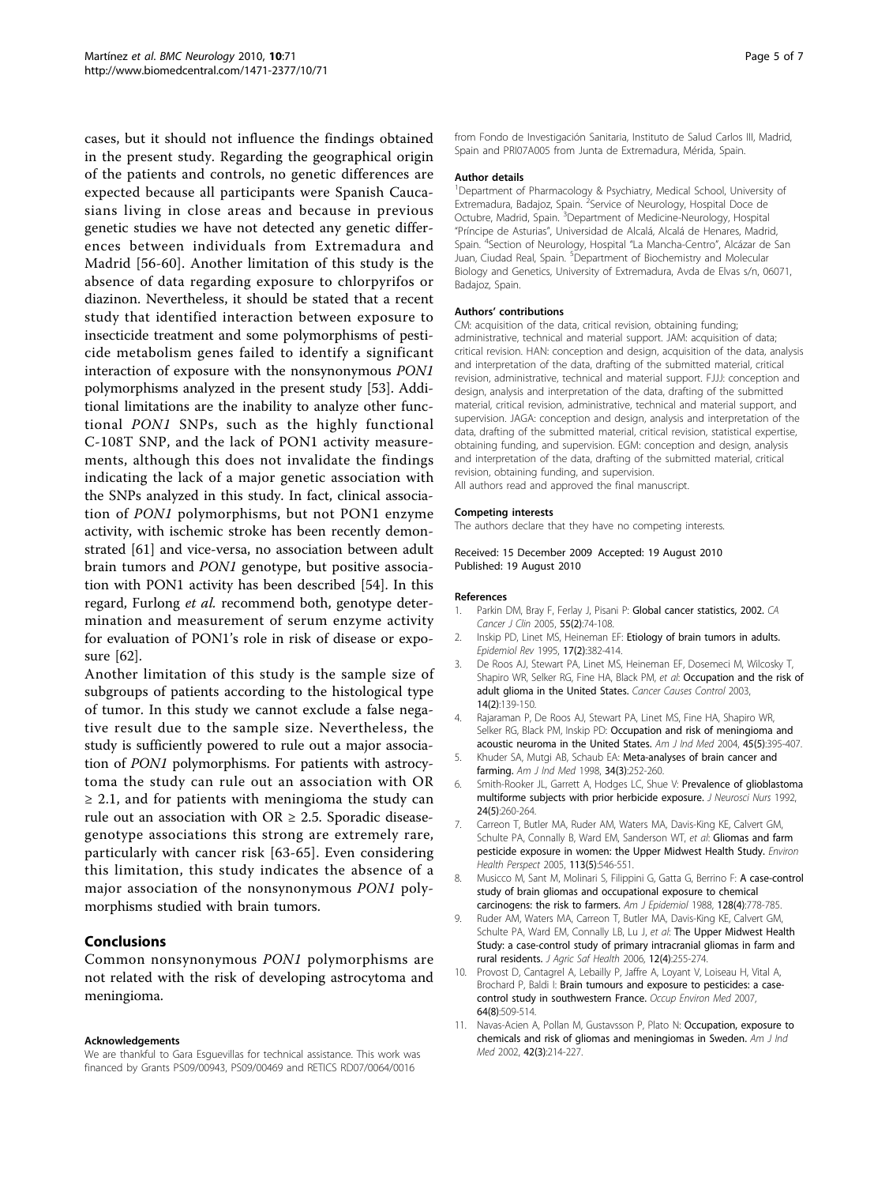cases, but it should not influence the findings obtained in the present study. Regarding the geographical origin of the patients and controls, no genetic differences are expected because all participants were Spanish Caucasians living in close areas and because in previous genetic studies we have not detected any genetic differences between individuals from Extremadura and Madrid [56-60]. Another limitation of this study is the absence of data regarding exposure to chlorpyrifos or diazinon. Nevertheless, it should be stated that a recent study that identified interaction between exposure to insecticide treatment and some polymorphisms of pesticide metabolism genes failed to identify a significant interaction of exposure with the nonsynonymous *PON1* polymorphisms analyzed in the present study [53]. Additional limitations are the inability to analyze other functional *PON1* SNPs, such as the highly functional C-108T SNP, and the lack of PON1 activity measurements, although this does not invalidate the findings indicating the lack of a major genetic association with the SNPs analyzed in this study. In fact, clinical association of *PON1* polymorphisms, but not PON1 enzyme activity, with ischemic stroke has been recently demonstrated [61] and vice-versa, no association between adult brain tumors and *PON1* genotype, but positive association with PON1 activity has been described [54]. In this regard, Furlong *et al.* recommend both, genotype determination and measurement of serum enzyme activity for evaluation of PON1's role in risk of disease or exposure [62].

Another limitation of this study is the sample size of subgroups of patients according to the histological type of tumor. In this study we cannot exclude a false negative result due to the sample size. Nevertheless, the study is sufficiently powered to rule out a major association of *PON1* polymorphisms. For patients with astrocytoma the study can rule out an association with OR $\geq 2.1$, and for patients with meningioma the study can rule out an association with OR $\geq 2.5$. Sporadic disease-genotype associations this strong are extremely rare, particularly with cancer risk [63-65]. Even considering this limitation, this study indicates the absence of a major association of the nonsynonymous *PON1* polymorphisms studied with brain tumors.

## Conclusions

Common nonsynonymous *PON1* polymorphisms are not related with the risk of developing astrocytoma and meningioma.

#### Acknowledgements

We are thankful to Gara Esguevillas for technical assistance. This work was financed by Grants PS09/00943, PS09/00469 and RETICS RD07/0064/0016 from Fondo de Investigación Sanitaria, Instituto de Salud Carlos III, Madrid, Spain and PRI07A005 from Junta de Extremadura, Mérida, Spain.

#### Author details

[1]Department of Pharmacology & Psychiatry, Medical School, University of Extremadura, Badajoz, Spain. [2]Service of Neurology, Hospital Doce de Octubre, Madrid, Spain. [3]Department of Medicine-Neurology, Hospital "Príncipe de Asturias", Universidad de Alcalá, Alcalá de Henares, Madrid, Spain. [4]Section of Neurology, Hospital "La Mancha-Centro", Alcázar de San Juan, Ciudad Real, Spain. [5]Department of Biochemistry and Molecular Biology and Genetics, University of Extremadura, Avda de Elvas s/n, 06071, Badajoz, Spain.

#### Authors' contributions

CM: acquisition of the data, critical revision, obtaining funding; administrative, technical and material support. JAM: acquisition of data; critical revision. HAN: conception and design, acquisition of the data, analysis and interpretation of the data, drafting of the submitted material, critical revision, administrative, technical and material support. FJJJ: conception and design, analysis and interpretation of the data, drafting of the submitted material, critical revision, administrative, technical and material support, and supervision. JAGA: conception and design, analysis and interpretation of the data, drafting of the submitted material, critical revision, statistical expertise, obtaining funding, and supervision. EGM: conception and design, analysis and interpretation of the data, drafting of the submitted material, critical revision, obtaining funding, and supervision.

All authors read and approved the final manuscript.

#### Competing interests

The authors declare that they have no competing interests.

Received: 15 December 2009 Accepted: 19 August 2010
Published: 19 August 2010

#### References

1. Parkin DM, Bray F, Ferlay J, Pisani P: Global cancer statistics, 2002. *CA Cancer J Clin* 2005, 55(2):74-108.
2. Inskip PD, Linet MS, Heineman EF: Etiology of brain tumors in adults. *Epidemiol Rev* 1995, 17(2):382-414.
3. De Roos AJ, Stewart PA, Linet MS, Heineman EF, Dosemeci M, Wilcosky T, Shapiro WR, Selker RG, Fine HA, Black PM, *et al*: Occupation and the risk of adult glioma in the United States. *Cancer Causes Control* 2003, 14(2):139-150.
4. Rajaraman P, De Roos AJ, Stewart PA, Linet MS, Fine HA, Shapiro WR, Selker RG, Black PM, Inskip PD: Occupation and risk of meningioma and acoustic neuroma in the United States. *Am J Ind Med* 2004, 45(5):395-407.
5. Khuder SA, Mutgi AB, Schaub EA: Meta-analyses of brain cancer and farming. *Am J Ind Med* 1998, 34(3):252-260.
6. Smith-Rooker JL, Garrett A, Hodges LC, Shue V: Prevalence of glioblastoma multiforme subjects with prior herbicide exposure. *J Neurosci Nurs* 1992, 24(5):260-264.
7. Carreon T, Butler MA, Ruder AM, Waters MA, Davis-King KE, Calvert GM, Schulte PA, Connally B, Ward EM, Sanderson WT, *et al*: Gliomas and farm pesticide exposure in women: the Upper Midwest Health Study. *Environ Health Perspect* 2005, 113(5):546-551.
8. Musicco M, Sant M, Molinari S, Filippini G, Gatta G, Berrino F: A case-control study of brain gliomas and occupational exposure to chemical carcinogens: the risk to farmers. *Am J Epidemiol* 1988, 128(4):778-785.
9. Ruder AM, Waters MA, Carreon T, Butler MA, Davis-King KE, Calvert GM, Schulte PA, Ward EM, Connally LB, Lu J, *et al*: The Upper Midwest Health Study: a case-control study of primary intracranial gliomas in farm and rural residents. *J Agric Saf Health* 2006, 12(4):255-274.
10. Provost D, Cantagrel A, Lebailly P, Jaffre A, Loyant V, Loiseau H, Vital A, Brochard P, Baldi I: Brain tumours and exposure to pesticides: a case-control study in southwestern France. *Occup Environ Med* 2007, 64(8):509-514.
11. Navas-Acien A, Pollan M, Gustavsson P, Plato N: Occupation, exposure to chemicals and risk of gliomas and meningiomas in Sweden. *Am J Ind Med* 2002, 42(3):214-227.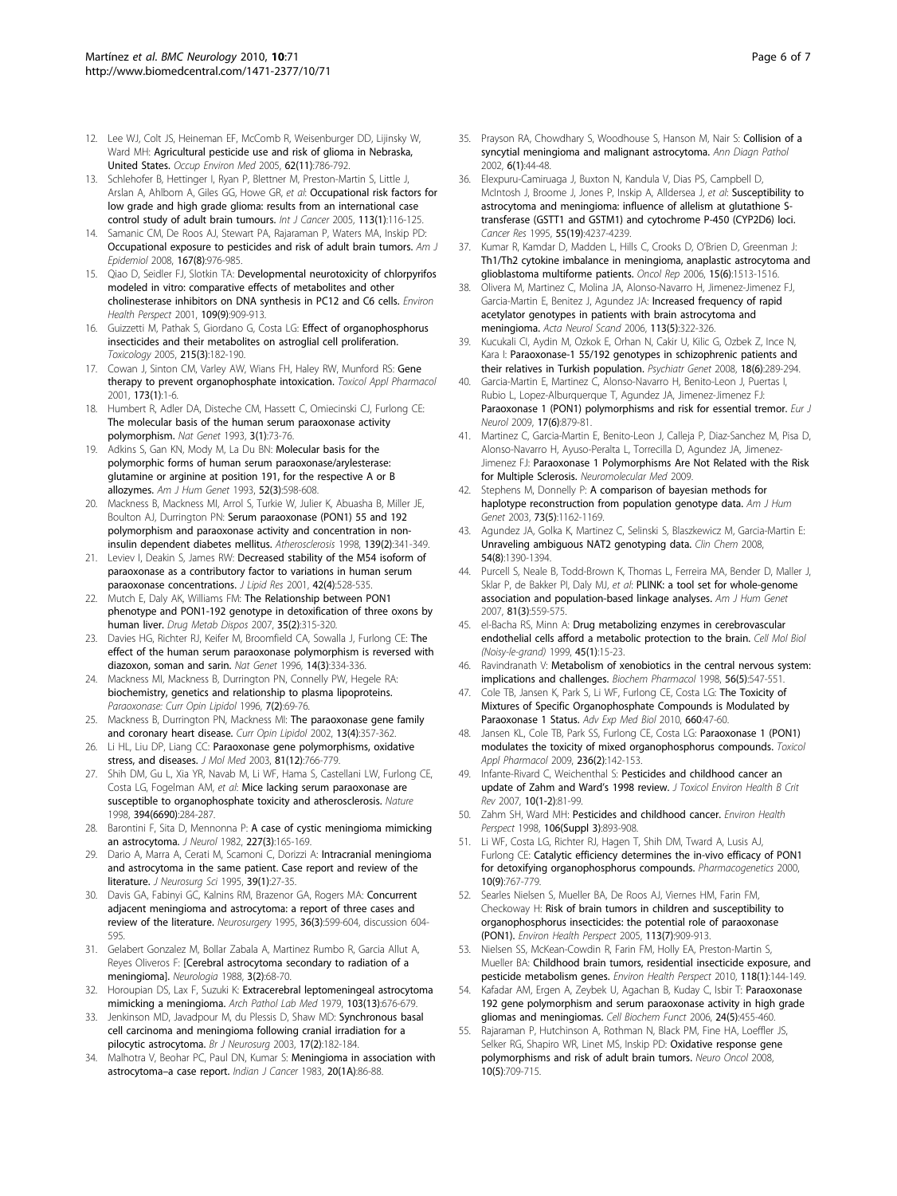12. Lee WJ, Colt JS, Heineman EF, McComb R, Weisenburger DD, Lijinsky W, Ward MH: **Agricultural pesticide use and risk of glioma in Nebraska, United States.** *Occup Environ Med* 2005, **62(11)**:786-792.
13. Schlehofer B, Hettinger I, Ryan P, Blettner M, Preston-Martin S, Little J, Arslan A, Ahlbom A, Giles GG, Howe GR, *et al*: **Occupational risk factors for low grade and high grade glioma: results from an international case control study of adult brain tumours.** *Int J Cancer* 2005, **113(1)**:116-125.
14. Samanic CM, De Roos AJ, Stewart PA, Rajaraman P, Waters MA, Inskip PD: **Occupational exposure to pesticides and risk of adult brain tumors.** *Am J Epidemiol* 2008, **167(8)**:976-985.
15. Qiao D, Seidler FJ, Slotkin TA: **Developmental neurotoxicity of chlorpyrifos modeled in vitro: comparative effects of metabolites and other cholinesterase inhibitors on DNA synthesis in PC12 and C6 cells.** *Environ Health Perspect* 2001, **109(9)**:909-913.
16. Guizzetti M, Pathak S, Giordano G, Costa LG: **Effect of organophosphorus insecticides and their metabolites on astroglial cell proliferation.** *Toxicology* 2005, **215(3)**:182-190.
17. Cowan J, Sinton CM, Varley AW, Wians FH, Haley RW, Munford RS: **Gene therapy to prevent organophosphate intoxication.** *Toxicol Appl Pharmacol* 2001, **173(1)**:1-6.
18. Humbert R, Adler DA, Disteche CM, Hassett C, Omiecinski CJ, Furlong CE: **The molecular basis of the human serum paraoxonase activity polymorphism.** *Nat Genet* 1993, **3(1)**:73-76.
19. Adkins S, Gan KN, Mody M, La Du BN: **Molecular basis for the polymorphic forms of human serum paraoxonase/arylesterase: glutamine or arginine at position 191, for the respective A or B allozymes.** *Am J Hum Genet* 1993, **52(3)**:598-608.
20. Mackness B, Mackness MI, Arrol S, Turkie W, Julier K, Abuasha B, Miller JE, Boulton AJ, Durrington PN: **Serum paraoxonase (PON1) 55 and 192 polymorphism and paraoxonase activity and concentration in non-insulin dependent diabetes mellitus.** *Atherosclerosis* 1998, **139(2)**:341-349.
21. Leviev I, Deakin S, James RW: **Decreased stability of the M54 isoform of paraoxonase as a contributory factor to variations in human serum paraoxonase concentrations.** *J Lipid Res* 2001, **42(4)**:528-535.
22. Mutch E, Daly AK, Williams FM: **The Relationship between PON1 phenotype and PON1-192 genotype in detoxification of three oxons by human liver.** *Drug Metab Dispos* 2007, **35(2)**:315-320.
23. Davies HG, Richter RJ, Keifer M, Broomfield CA, Sowalla J, Furlong CE: **The effect of the human serum paraoxonase polymorphism is reversed with diazoxon, soman and sarin.** *Nat Genet* 1996, **14(3)**:334-336.
24. Mackness MI, Mackness B, Durrington PN, Connelly PW, Hegele RA: **biochemistry, genetics and relationship to plasma lipoproteins.** *Paraoxonase: Curr Opin Lipidol* 1996, **7(2)**:69-76.
25. Mackness B, Durrington PN, Mackness MI: **The paraoxonase gene family and coronary heart disease.** *Curr Opin Lipidol* 2002, **13(4)**:357-362.
26. Li HL, Liu DP, Liang CC: **Paraoxonase gene polymorphisms, oxidative stress, and diseases.** *J Mol Med* 2003, **81(12)**:766-779.
27. Shih DM, Gu L, Xia YR, Navab M, Li WF, Hama S, Castellani LW, Furlong CE, Costa LG, Fogelman AM, *et al*: **Mice lacking serum paraoxonase are susceptible to organophosphate toxicity and atherosclerosis.** *Nature* 1998, **394(6690)**:284-287.
28. Barontini F, Sita D, Mennonna P: **A case of cystic meningioma mimicking an astrocytoma.** *J Neurol* 1982, **227(3)**:165-169.
29. Dario A, Marra A, Cerati M, Scamoni C, Dorizzi A: **Intracranial meningioma and astrocytoma in the same patient. Case report and review of the literature.** *J Neurosurg Sci* 1995, **39(1)**:27-35.
30. Davis GA, Fabinyi GC, Kalnins RM, Brazenor GA, Rogers MA: **Concurrent adjacent meningioma and astrocytoma: a report of three cases and review of the literature.** *Neurosurgery* 1995, **36(3)**:599-604, discussion 604-595.
31. Gelabert Gonzalez M, Bollar Zabala A, Martinez Rumbo R, Garcia Allut A, Reyes Oliveros F: **[Cerebral astrocytoma secondary to radiation of a meningioma].** *Neurologia* 1988, **3(2)**:68-70.
32. Horoupian DS, Lax F, Suzuki K: **Extracerebral leptomeningeal astrocytoma mimicking a meningioma.** *Arch Pathol Lab Med* 1979, **103(13)**:676-679.
33. Jenkinson MD, Javadpour M, du Plessis D, Shaw MD: **Synchronous basal cell carcinoma and meningioma following cranial irradiation for a pilocytic astrocytoma.** *Br J Neurosurg* 2003, **17(2)**:182-184.
34. Malhotra V, Beohar PC, Paul DN, Kumar S: **Meningioma in association with astrocytoma–a case report.** *Indian J Cancer* 1983, **20(1A)**:86-88.
35. Prayson RA, Chowdhary S, Woodhouse S, Hanson M, Nair S: **Collision of a syncytial meningioma and malignant astrocytoma.** *Ann Diagn Pathol* 2002, **6(1)**:44-48.
36. Elexpuru-Camiruaga J, Buxton N, Kandula V, Dias PS, Campbell D, McIntosh J, Broome J, Jones P, Inskip A, Alldersea J, *et al*: **Susceptibility to astrocytoma and meningioma: influence of allelism at glutathione S-transferase (GSTT1 and GSTM1) and cytochrome P-450 (CYP2D6) loci.** *Cancer Res* 1995, **55(19)**:4237-4239.
37. Kumar R, Kamdar D, Madden L, Hills C, Crooks D, O'Brien D, Greenman J: **Th1/Th2 cytokine imbalance in meningioma, anaplastic astrocytoma and glioblastoma multiforme patients.** *Oncol Rep* 2006, **15(6)**:1513-1516.
38. Olivera M, Martinez C, Molina JA, Alonso-Navarro H, Jimenez-Jimenez FJ, Garcia-Martin E, Benitez J, Agundez JA: **Increased frequency of rapid acetylator genotypes in patients with brain astrocytoma and meningioma.** *Acta Neurol Scand* 2006, **113(5)**:322-326.
39. Kucukali CI, Aydin M, Ozkok E, Orhan N, Cakir U, Kilic G, Ozbek Z, Ince N, Kara I: **Paraoxonase-1 55/192 genotypes in schizophrenic patients and their relatives in Turkish population.** *Psychiatr Genet* 2008, **18(6)**:289-294.
40. Garcia-Martin E, Martinez C, Alonso-Navarro H, Benito-Leon J, Puertas I, Rubio L, Lopez-Alburquerque T, Agundez JA, Jimenez-Jimenez FJ: **Paraoxonase 1 (PON1) polymorphisms and risk for essential tremor.** *Eur J Neurol* 2009, **17(6)**:879-81.
41. Martinez C, Garcia-Martin E, Benito-Leon J, Calleja P, Diaz-Sanchez M, Pisa D, Alonso-Navarro H, Ayuso-Peralta L, Torrecilla D, Agundez JA, Jimenez-Jimenez FJ: **Paraoxonase 1 Polymorphisms Are Not Related with the Risk for Multiple Sclerosis.** *Neuromolecular Med* 2009.
42. Stephens M, Donnelly P: **A comparison of bayesian methods for haplotype reconstruction from population genotype data.** *Am J Hum Genet* 2003, **73(5)**:1162-1169.
43. Agundez JA, Golka K, Martinez C, Selinski S, Blaszkewicz M, Garcia-Martin E: **Unraveling ambiguous NAT2 genotyping data.** *Clin Chem* 2008, **54(8)**:1390-1394.
44. Purcell S, Neale B, Todd-Brown K, Thomas L, Ferreira MA, Bender D, Maller J, Sklar P, de Bakker PI, Daly MJ, *et al*: **PLINK: a tool set for whole-genome association and population-based linkage analyses.** *Am J Hum Genet* 2007, **81(3)**:559-575.
45. el-Bacha RS, Minn A: **Drug metabolizing enzymes in cerebrovascular endothelial cells afford a metabolic protection to the brain.** *Cell Mol Biol (Noisy-le-grand)* 1999, **45(1)**:15-23.
46. Ravindranath V: **Metabolism of xenobiotics in the central nervous system: implications and challenges.** *Biochem Pharmacol* 1998, **56(5)**:547-551.
47. Cole TB, Jansen K, Park S, Li WF, Furlong CE, Costa LG: **The Toxicity of Mixtures of Specific Organophosphate Compounds is Modulated by Paraoxonase 1 Status.** *Adv Exp Med Biol* 2010, **660**:47-60.
48. Jansen KL, Cole TB, Park SS, Furlong CE, Costa LG: **Paraoxonase 1 (PON1) modulates the toxicity of mixed organophosphorus compounds.** *Toxicol Appl Pharmacol* 2009, **236(2)**:142-153.
49. Infante-Rivard C, Weichenthal S: **Pesticides and childhood cancer an update of Zahm and Ward's 1998 review.** *J Toxicol Environ Health B Crit Rev* 2007, **10(1-2)**:81-99.
50. Zahm SH, Ward MH: **Pesticides and childhood cancer.** *Environ Health Perspect* 1998, **106(Suppl 3)**:893-908.
51. Li WF, Costa LG, Richter RJ, Hagen T, Shih DM, Tward A, Lusis AJ, Furlong CE: **Catalytic efficiency determines the in-vivo efficacy of PON1 for detoxifying organophosphorus compounds.** *Pharmacogenetics* 2000, **10(9)**:767-779.
52. Searles Nielsen S, Mueller BA, De Roos AJ, Viernes HM, Farin FM, Checkoway H: **Risk of brain tumors in children and susceptibility to organophosphorus insecticides: the potential role of paraoxonase (PON1).** *Environ Health Perspect* 2005, **113(7)**:909-913.
53. Nielsen SS, McKean-Cowdin R, Farin FM, Holly EA, Preston-Martin S, Mueller BA: **Childhood brain tumors, residential insecticide exposure, and pesticide metabolism genes.** *Environ Health Perspect* 2010, **118(1)**:144-149.
54. Kafadar AM, Ergen A, Zeybek U, Agachan B, Kuday C, Isbir T: **Paraoxonase 192 gene polymorphism and serum paraoxonase activity in high grade gliomas and meningiomas.** *Cell Biochem Funct* 2006, **24(5)**:455-460.
55. Rajaraman P, Hutchinson A, Rothman N, Black PM, Fine HA, Loeffler JS, Selker RG, Shapiro WR, Linet MS, Inskip PD: **Oxidative response gene polymorphisms and risk of adult brain tumors.** *Neuro Oncol* 2008, **10(5)**:709-715.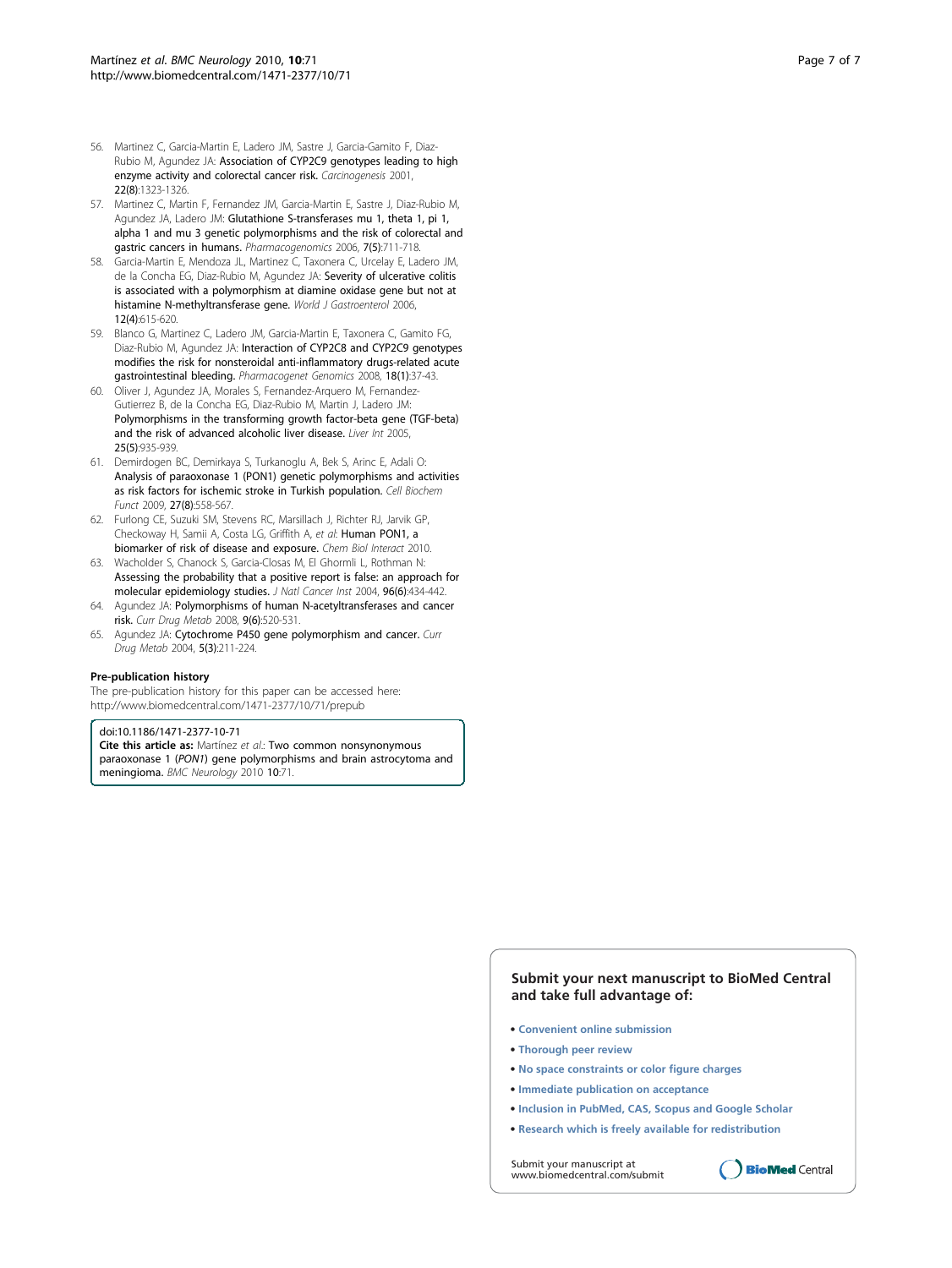56. Martinez C, Garcia-Martin E, Ladero JM, Sastre J, Garcia-Gamito F, Diaz-Rubio M, Agundez JA: **Association of CYP2C9 genotypes leading to high enzyme activity and colorectal cancer risk.** *Carcinogenesis* 2001, **22(8)**:1323-1326.
57. Martinez C, Martin F, Fernandez JM, Garcia-Martin E, Sastre J, Diaz-Rubio M, Agundez JA, Ladero JM: **Glutathione S-transferases mu 1, theta 1, pi 1, alpha 1 and mu 3 genetic polymorphisms and the risk of colorectal and gastric cancers in humans.** *Pharmacogenomics* 2006, **7(5)**:711-718.
58. Garcia-Martin E, Mendoza JL, Martinez C, Taxonera C, Urcelay E, Ladero JM, de la Concha EG, Diaz-Rubio M, Agundez JA: **Severity of ulcerative colitis is associated with a polymorphism at diamine oxidase gene but not at histamine N-methyltransferase gene.** *World J Gastroenterol* 2006, **12(4)**:615-620.
59. Blanco G, Martinez C, Ladero JM, Garcia-Martin E, Taxonera C, Gamito FG, Diaz-Rubio M, Agundez JA: **Interaction of CYP2C8 and CYP2C9 genotypes modifies the risk for nonsteroidal anti-inflammatory drugs-related acute gastrointestinal bleeding.** *Pharmacogenet Genomics* 2008, **18(1)**:37-43.
60. Oliver J, Agundez JA, Morales S, Fernandez-Arquero M, Fernandez-Gutierrez B, de la Concha EG, Diaz-Rubio M, Martin J, Ladero JM: **Polymorphisms in the transforming growth factor-beta gene (TGF-beta) and the risk of advanced alcoholic liver disease.** *Liver Int* 2005, **25(5)**:935-939.
61. Demirdogen BC, Demirkaya S, Turkanoglu A, Bek S, Arinc E, Adali O: **Analysis of paraoxonase 1 (PON1) genetic polymorphisms and activities as risk factors for ischemic stroke in Turkish population.** *Cell Biochem Funct* 2009, **27(8)**:558-567.
62. Furlong CE, Suzuki SM, Stevens RC, Marsillach J, Richter RJ, Jarvik GP, Checkoway H, Samii A, Costa LG, Griffith A, *et al*: **Human PON1, a biomarker of risk of disease and exposure.** *Chem Biol Interact* 2010.
63. Wacholder S, Chanock S, Garcia-Closas M, El Ghormli L, Rothman N: **Assessing the probability that a positive report is false: an approach for molecular epidemiology studies.** *J Natl Cancer Inst* 2004, **96(6)**:434-442.
64. Agundez JA: **Polymorphisms of human N-acetyltransferases and cancer risk.** *Curr Drug Metab* 2008, **9(6)**:520-531.
65. Agundez JA: **Cytochrome P450 gene polymorphism and cancer.** *Curr Drug Metab* 2004, **5(3)**:211-224.

#### Pre-publication history

The pre-publication history for this paper can be accessed here:
http://www.biomedcentral.com/1471-2377/10/71/prepub

doi:10.1186/1471-2377-10-71

**Cite this article as:** Martínez *et al.*: Two common nonsynonymous paraoxonase 1 (*PON1*) gene polymorphisms and brain astrocytoma and meningioma. *BMC Neurology* 2010 **10**:71.

**Submit your next manuscript to BioMed Central and take full advantage of:**

- Convenient online submission
- Thorough peer review
- No space constraints or color figure charges
- Immediate publication on acceptance
- Inclusion in PubMed, CAS, Scopus and Google Scholar
- Research which is freely available for redistribution

Submit your manuscript at
www.biomedcentral.com/submit

BioMed Central